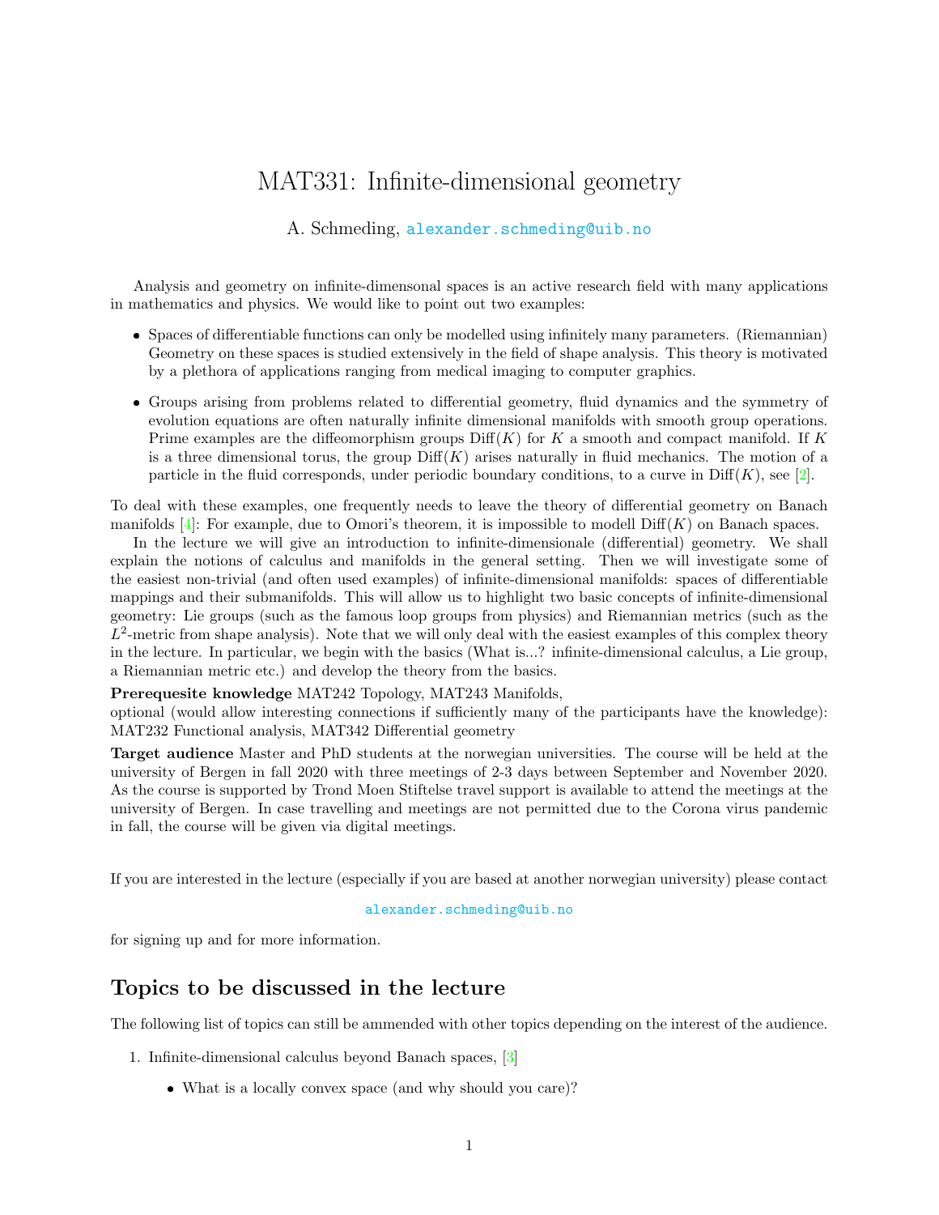# MAT331: Infinite-dimensional geometry

A. Schmeding, alexander.schmeding@uib.no

Analysis and geometry on infinite-dimensonal spaces is an active research field with many applications in mathematics and physics. We would like to point out two examples:

- Spaces of differentiable functions can only be modelled using infinitely many parameters. (Riemannian) Geometry on these spaces is studied extensively in the field of shape analysis. This theory is motivated by a plethora of applications ranging from medical imaging to computer graphics.
- Groups arising from problems related to differential geometry, fluid dynamics and the symmetry of evolution equations are often naturally infinite dimensional manifolds with smooth group operations. Prime examples are the diffeomorphism groups $\mathrm{Diff}(K)$ for $K$ a smooth and compact manifold. If $K$ is a three dimensional torus, the group $\mathrm{Diff}(K)$ arises naturally in fluid mechanics. The motion of a particle in the fluid corresponds, under periodic boundary conditions, to a curve in $\mathrm{Diff}(K)$, see [2].

To deal with these examples, one frequently needs to leave the theory of differential geometry on Banach manifolds [4]: For example, due to Omori's theorem, it is impossible to modell $\mathrm{Diff}(K)$ on Banach spaces.

In the lecture we will give an introduction to infinite-dimensionale (differential) geometry. We shall explain the notions of calculus and manifolds in the general setting. Then we will investigate some of the easiest non-trivial (and often used examples) of infinite-dimensional manifolds: spaces of differentiable mappings and their submanifolds. This will allow us to highlight two basic concepts of infinite-dimensional geometry: Lie groups (such as the famous loop groups from physics) and Riemannian metrics (such as the $L^2$-metric from shape analysis). Note that we will only deal with the easiest examples of this complex theory in the lecture. In particular, we begin with the basics (What is...? infinite-dimensional calculus, a Lie group, a Riemannian metric etc.) and develop the theory from the basics.

**Prerequesite knowledge** MAT242 Topology, MAT243 Manifolds,
optional (would allow interesting connections if sufficiently many of the participants have the knowledge): MAT232 Functional analysis, MAT342 Differential geometry

**Target audience** Master and PhD students at the norwegian universities. The course will be held at the university of Bergen in fall 2020 with three meetings of 2-3 days between September and November 2020. As the course is supported by Trond Moen Stiftelse travel support is available to attend the meetings at the university of Bergen. In case travelling and meetings are not permitted due to the Corona virus pandemic in fall, the course will be given via digital meetings.

If you are interested in the lecture (especially if you are based at another norwegian university) please contact

alexander.schmeding@uib.no

for signing up and for more information.

## Topics to be discussed in the lecture

The following list of topics can still be ammended with other topics depending on the interest of the audience.

1. Infinite-dimensional calculus beyond Banach spaces, [3]
   - What is a locally convex space (and why should you care)?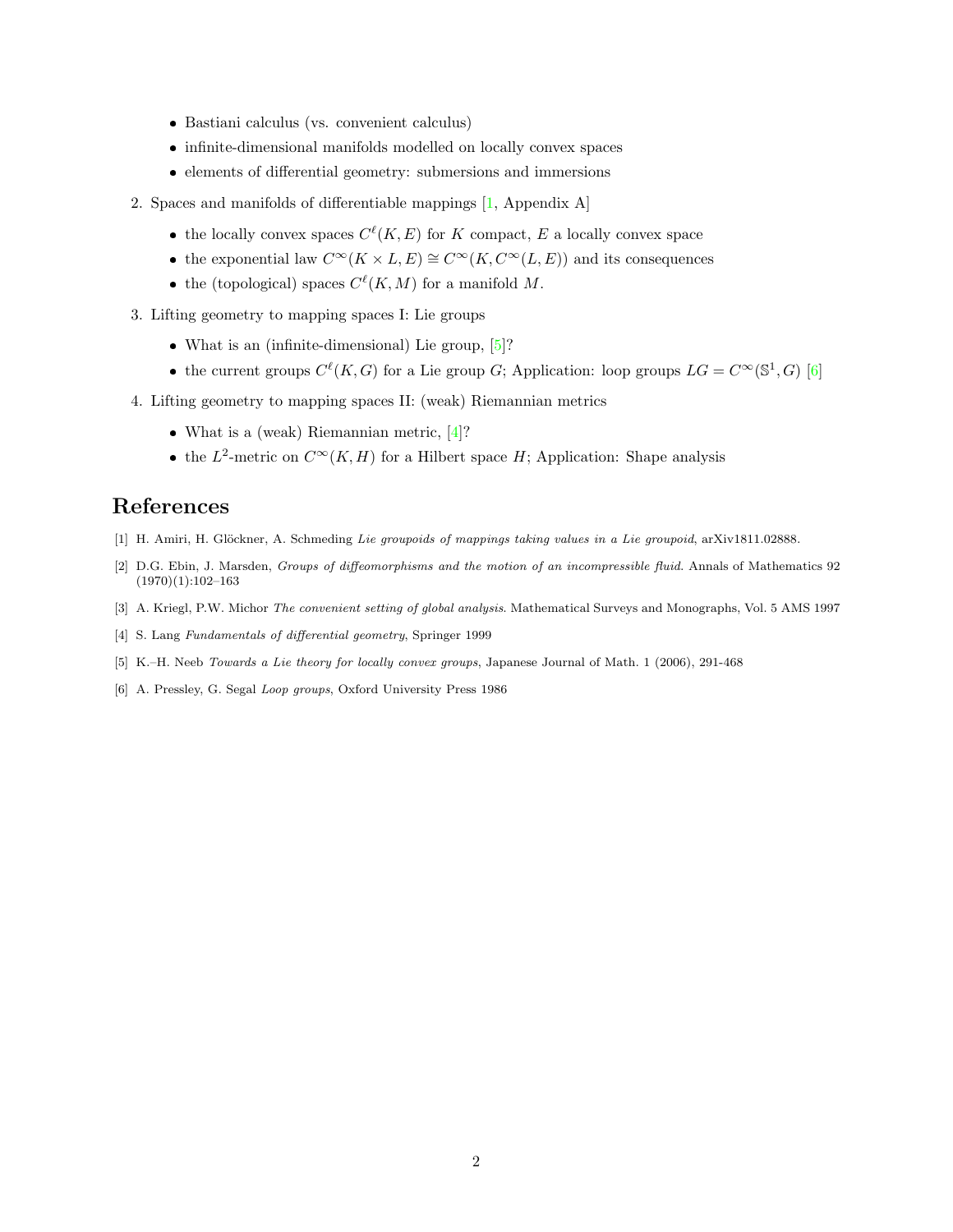- Bastiani calculus (vs. convenient calculus)
- infinite-dimensional manifolds modelled on locally convex spaces
- elements of differential geometry: submersions and immersions

2. Spaces and manifolds of differentiable mappings [1, Appendix A]

   - the locally convex spaces $C^\ell(K,E)$ for $K$ compact, $E$ a locally convex space
   - the exponential law $C^\infty(K \times L, E) \cong C^\infty(K, C^\infty(L,E))$ and its consequences
   - the (topological) spaces $C^\ell(K,M)$ for a manifold $M$.

3. Lifting geometry to mapping spaces I: Lie groups

   - What is an (infinite-dimensional) Lie group, [5]?
   - the current groups $C^\ell(K,G)$ for a Lie group $G$; Application: loop groups $LG = C^\infty(\mathbb{S}^1, G)$ [6]

4. Lifting geometry to mapping spaces II: (weak) Riemannian metrics

   - What is a (weak) Riemannian metric, [4]?
   - the $L^2$-metric on $C^\infty(K,H)$ for a Hilbert space $H$; Application: Shape analysis

## References

[1] H. Amiri, H. Glöckner, A. Schmeding *Lie groupoids of mappings taking values in a Lie groupoid*, arXiv1811.02888.

[2] D.G. Ebin, J. Marsden, *Groups of diffeomorphisms and the motion of an incompressible fluid.* Annals of Mathematics 92 (1970)(1):102–163

[3] A. Kriegl, P.W. Michor *The convenient setting of global analysis.* Mathematical Surveys and Monographs, Vol. 5 AMS 1997

[4] S. Lang *Fundamentals of differential geometry*, Springer 1999

[5] K.–H. Neeb *Towards a Lie theory for locally convex groups*, Japanese Journal of Math. 1 (2006), 291-468

[6] A. Pressley, G. Segal *Loop groups*, Oxford University Press 1986